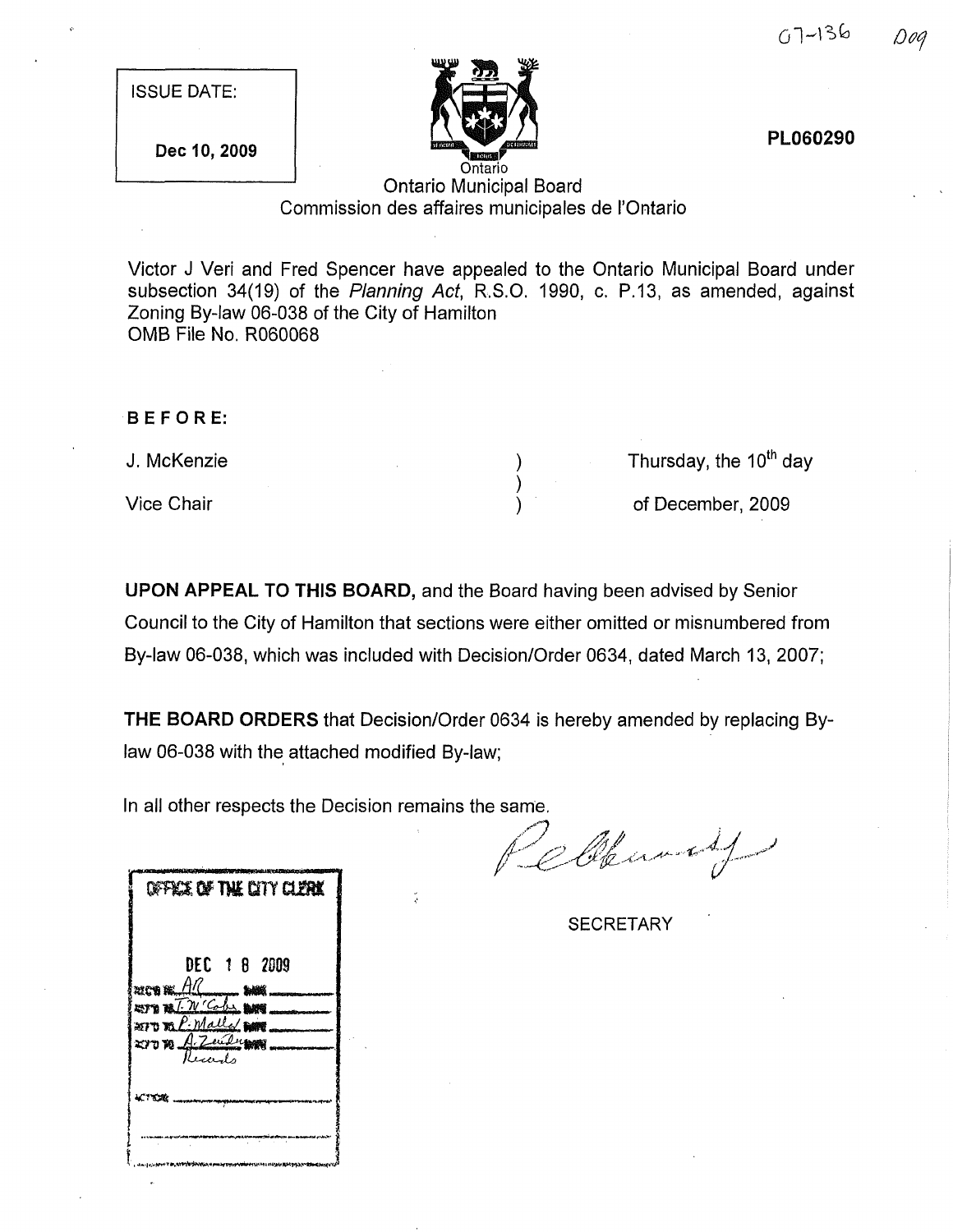07-136 D09

ISSUE DATE:

**Dec 10, 2009**

**PL060290**

Ontario

Ontario Municipal Board
Commission des affaires municipales de l'Ontario

Victor J Veri and Fred Spencer have appealed to the Ontario Municipal Board under subsection 34(19) of the *Planning Act*, R.S.O. 1990, c. P.13, as amended, against Zoning By-law 06-038 of the City of Hamilton
OMB File No. R060068

**BEFORE:**

| | | |
|---|---|---|
| J. McKenzie | ) | Thursday, the 10th day |
| | ) | |
| Vice Chair | ) | of December, 2009 |

**UPON APPEAL TO THIS BOARD,** and the Board having been advised by Senior Council to the City of Hamilton that sections were either omitted or misnumbered from By-law 06-038, which was included with Decision/Order 0634, dated March 13, 2007;

**THE BOARD ORDERS** that Decision/Order 0634 is hereby amended by replacing By-law 06-038 with the attached modified By-law;

In all other respects the Decision remains the same.

SECRETARY

OFFICE OF THE CITY CLERK

DEC 18 2009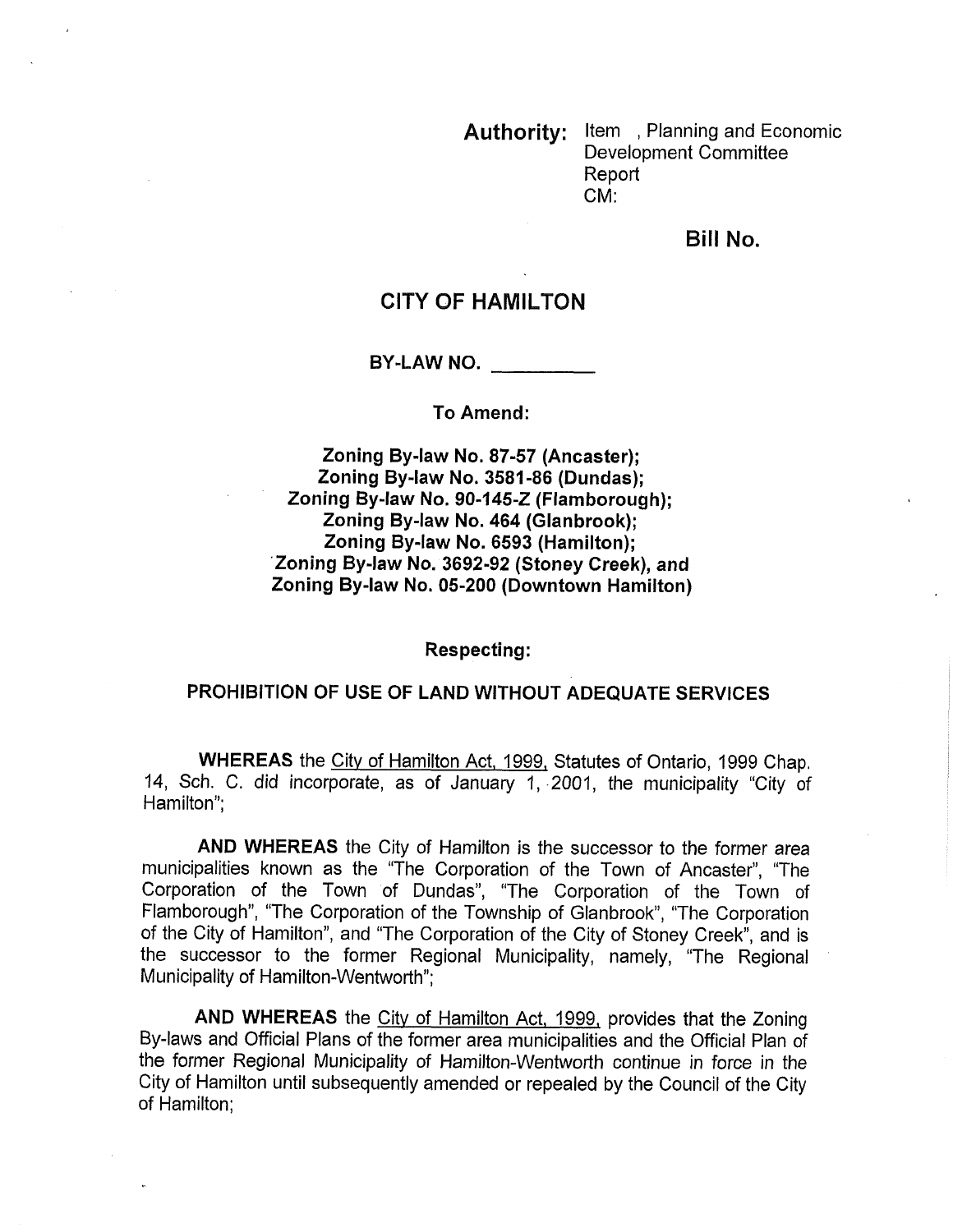**Authority:** Item , Planning and Economic Development Committee Report CM:

**Bill No.**

## CITY OF HAMILTON

**BY-LAW NO. __________**

**To Amend:**

**Zoning By-law No. 87-57 (Ancaster);**
**Zoning By-law No. 3581-86 (Dundas);**
**Zoning By-law No. 90-145-Z (Flamborough);**
**Zoning By-law No. 464 (Glanbrook);**
**Zoning By-law No. 6593 (Hamilton);**
**Zoning By-law No. 3692-92 (Stoney Creek), and**
**Zoning By-law No. 05-200 (Downtown Hamilton)**

**Respecting:**

**PROHIBITION OF USE OF LAND WITHOUT ADEQUATE SERVICES**

**WHEREAS** the City of Hamilton Act, 1999, Statutes of Ontario, 1999 Chap. 14, Sch. C. did incorporate, as of January 1, 2001, the municipality "City of Hamilton";

**AND WHEREAS** the City of Hamilton is the successor to the former area municipalities known as the "The Corporation of the Town of Ancaster", "The Corporation of the Town of Dundas", "The Corporation of the Town of Flamborough", "The Corporation of the Township of Glanbrook", "The Corporation of the City of Hamilton", and "The Corporation of the City of Stoney Creek", and is the successor to the former Regional Municipality, namely, "The Regional Municipality of Hamilton-Wentworth";

**AND WHEREAS** the City of Hamilton Act, 1999, provides that the Zoning By-laws and Official Plans of the former area municipalities and the Official Plan of the former Regional Municipality of Hamilton-Wentworth continue in force in the City of Hamilton until subsequently amended or repealed by the Council of the City of Hamilton;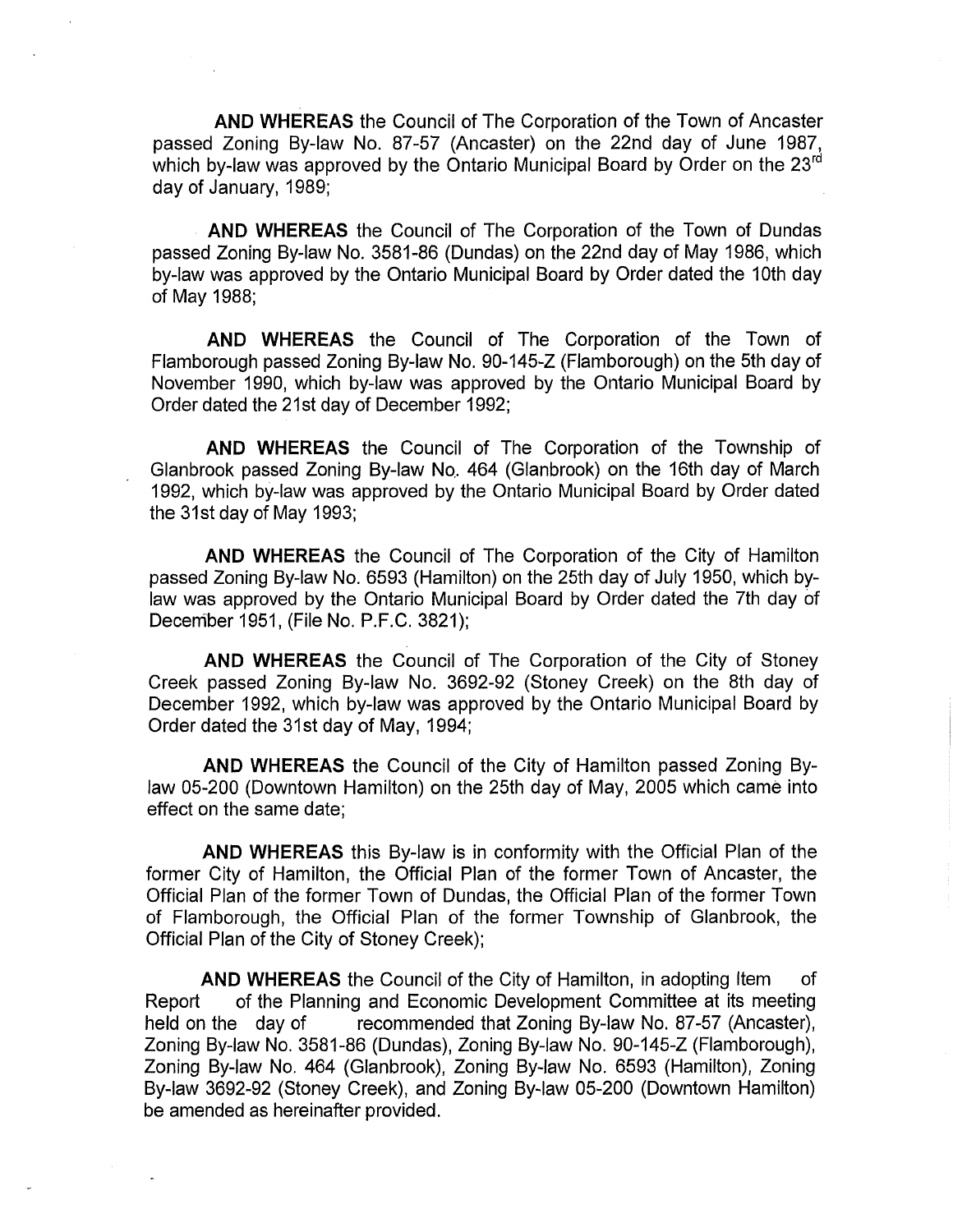**AND WHEREAS** the Council of The Corporation of the Town of Ancaster passed Zoning By-law No. 87-57 (Ancaster) on the 22nd day of June 1987, which by-law was approved by the Ontario Municipal Board by Order on the 23rd day of January, 1989;

**AND WHEREAS** the Council of The Corporation of the Town of Dundas passed Zoning By-law No. 3581-86 (Dundas) on the 22nd day of May 1986, which by-law was approved by the Ontario Municipal Board by Order dated the 10th day of May 1988;

**AND WHEREAS** the Council of The Corporation of the Town of Flamborough passed Zoning By-law No. 90-145-Z (Flamborough) on the 5th day of November 1990, which by-law was approved by the Ontario Municipal Board by Order dated the 21st day of December 1992;

**AND WHEREAS** the Council of The Corporation of the Township of Glanbrook passed Zoning By-law No. 464 (Glanbrook) on the 16th day of March 1992, which by-law was approved by the Ontario Municipal Board by Order dated the 31st day of May 1993;

**AND WHEREAS** the Council of The Corporation of the City of Hamilton passed Zoning By-law No. 6593 (Hamilton) on the 25th day of July 1950, which by-law was approved by the Ontario Municipal Board by Order dated the 7th day of December 1951, (File No. P.F.C. 3821);

**AND WHEREAS** the Council of The Corporation of the City of Stoney Creek passed Zoning By-law No. 3692-92 (Stoney Creek) on the 8th day of December 1992, which by-law was approved by the Ontario Municipal Board by Order dated the 31st day of May, 1994;

**AND WHEREAS** the Council of the City of Hamilton passed Zoning By-law 05-200 (Downtown Hamilton) on the 25th day of May, 2005 which came into effect on the same date;

**AND WHEREAS** this By-law is in conformity with the Official Plan of the former City of Hamilton, the Official Plan of the former Town of Ancaster, the Official Plan of the former Town of Dundas, the Official Plan of the former Town of Flamborough, the Official Plan of the former Township of Glanbrook, the Official Plan of the City of Stoney Creek);

**AND WHEREAS** the Council of the City of Hamilton, in adopting Item of Report of the Planning and Economic Development Committee at its meeting held on the day of recommended that Zoning By-law No. 87-57 (Ancaster), Zoning By-law No. 3581-86 (Dundas), Zoning By-law No. 90-145-Z (Flamborough), Zoning By-law No. 464 (Glanbrook), Zoning By-law No. 6593 (Hamilton), Zoning By-law 3692-92 (Stoney Creek), and Zoning By-law 05-200 (Downtown Hamilton) be amended as hereinafter provided.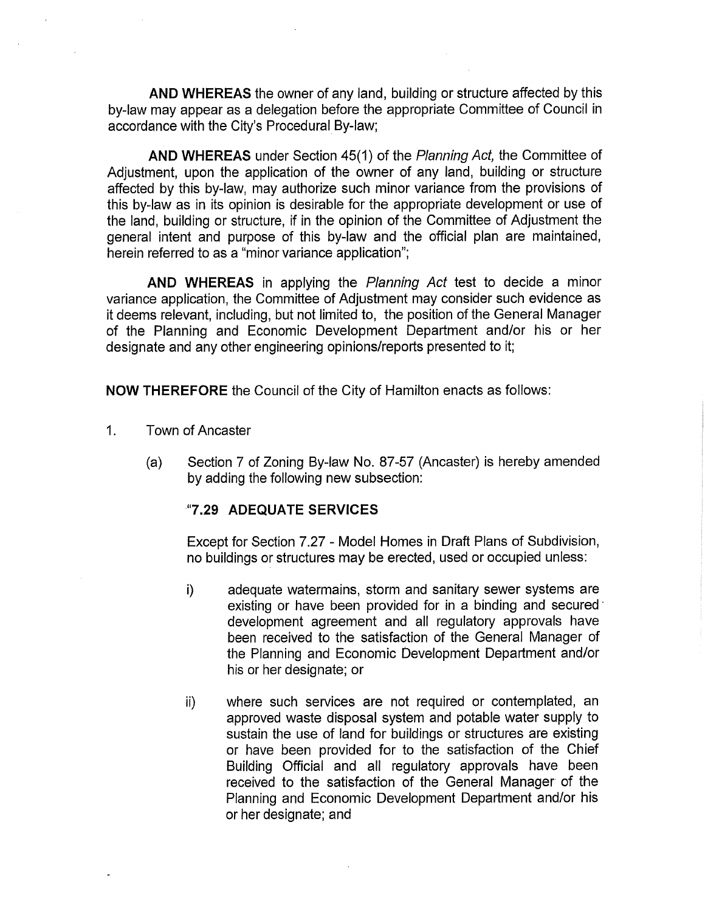**AND WHEREAS** the owner of any land, building or structure affected by this by-law may appear as a delegation before the appropriate Committee of Council in accordance with the City's Procedural By-law;

**AND WHEREAS** under Section 45(1) of the *Planning Act,* the Committee of Adjustment, upon the application of the owner of any land, building or structure affected by this by-law, may authorize such minor variance from the provisions of this by-law as in its opinion is desirable for the appropriate development or use of the land, building or structure, if in the opinion of the Committee of Adjustment the general intent and purpose of this by-law and the official plan are maintained, herein referred to as a "minor variance application";

**AND WHEREAS** in applying the *Planning Act* test to decide a minor variance application, the Committee of Adjustment may consider such evidence as it deems relevant, including, but not limited to, the position of the General Manager of the Planning and Economic Development Department and/or his or her designate and any other engineering opinions/reports presented to it;

**NOW THEREFORE** the Council of the City of Hamilton enacts as follows:

1. Town of Ancaster

   (a) Section 7 of Zoning By-law No. 87-57 (Ancaster) is hereby amended by adding the following new subsection:

   "**7.29 ADEQUATE SERVICES**

   Except for Section 7.27 - Model Homes in Draft Plans of Subdivision, no buildings or structures may be erected, used or occupied unless:

   i) adequate watermains, storm and sanitary sewer systems are existing or have been provided for in a binding and secured development agreement and all regulatory approvals have been received to the satisfaction of the General Manager of the Planning and Economic Development Department and/or his or her designate; or

   ii) where such services are not required or contemplated, an approved waste disposal system and potable water supply to sustain the use of land for buildings or structures are existing or have been provided for to the satisfaction of the Chief Building Official and all regulatory approvals have been received to the satisfaction of the General Manager of the Planning and Economic Development Department and/or his or her designate; and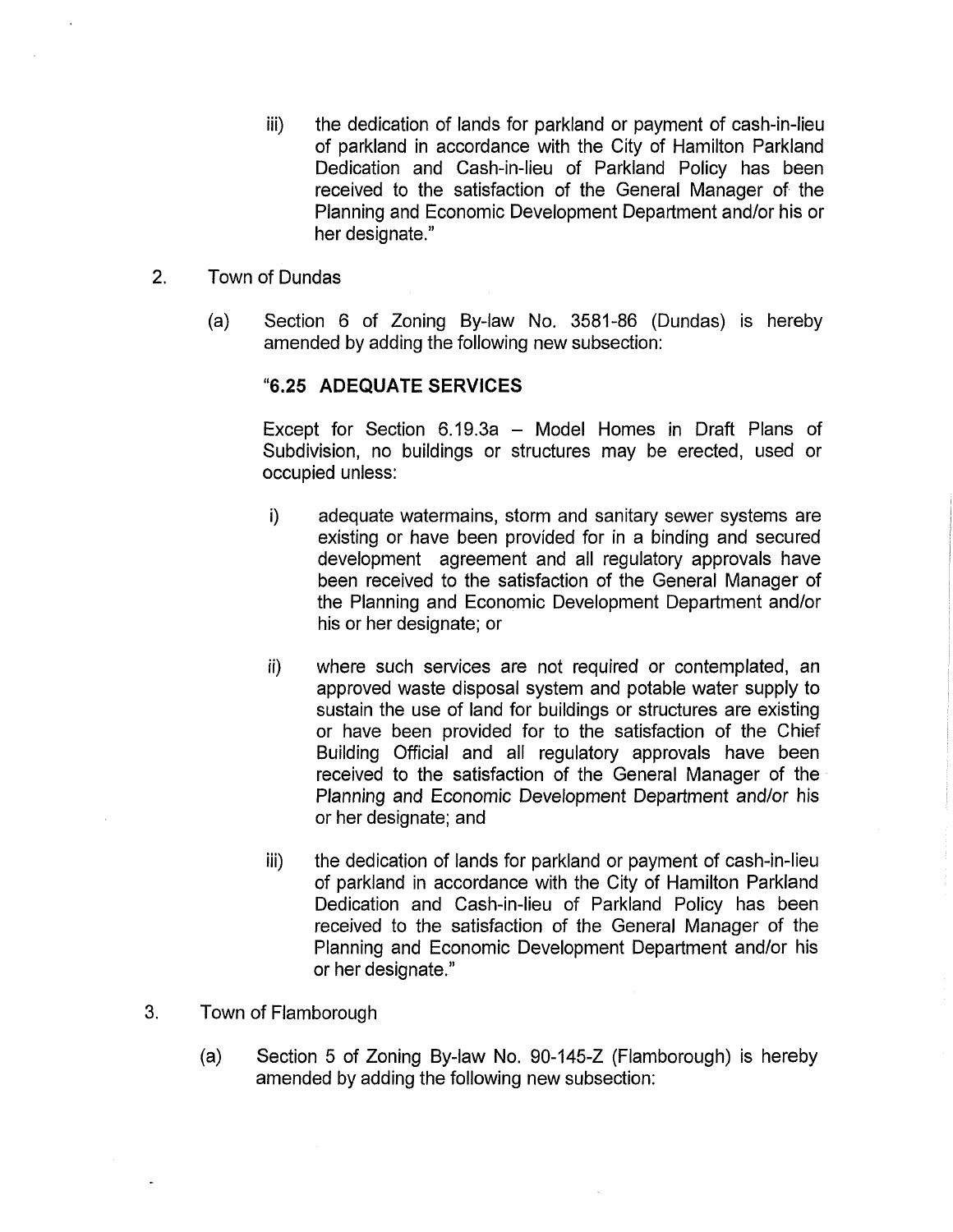iii) the dedication of lands for parkland or payment of cash-in-lieu of parkland in accordance with the City of Hamilton Parkland Dedication and Cash-in-lieu of Parkland Policy has been received to the satisfaction of the General Manager of the Planning and Economic Development Department and/or his or her designate."

2. Town of Dundas

   (a) Section 6 of Zoning By-law No. 3581-86 (Dundas) is hereby amended by adding the following new subsection:

   **"6.25 ADEQUATE SERVICES**

   Except for Section 6.19.3a – Model Homes in Draft Plans of Subdivision, no buildings or structures may be erected, used or occupied unless:

   i) adequate watermains, storm and sanitary sewer systems are existing or have been provided for in a binding and secured development agreement and all regulatory approvals have been received to the satisfaction of the General Manager of the Planning and Economic Development Department and/or his or her designate; or

   ii) where such services are not required or contemplated, an approved waste disposal system and potable water supply to sustain the use of land for buildings or structures are existing or have been provided for to the satisfaction of the Chief Building Official and all regulatory approvals have been received to the satisfaction of the General Manager of the Planning and Economic Development Department and/or his or her designate; and

   iii) the dedication of lands for parkland or payment of cash-in-lieu of parkland in accordance with the City of Hamilton Parkland Dedication and Cash-in-lieu of Parkland Policy has been received to the satisfaction of the General Manager of the Planning and Economic Development Department and/or his or her designate."

3. Town of Flamborough

   (a) Section 5 of Zoning By-law No. 90-145-Z (Flamborough) is hereby amended by adding the following new subsection: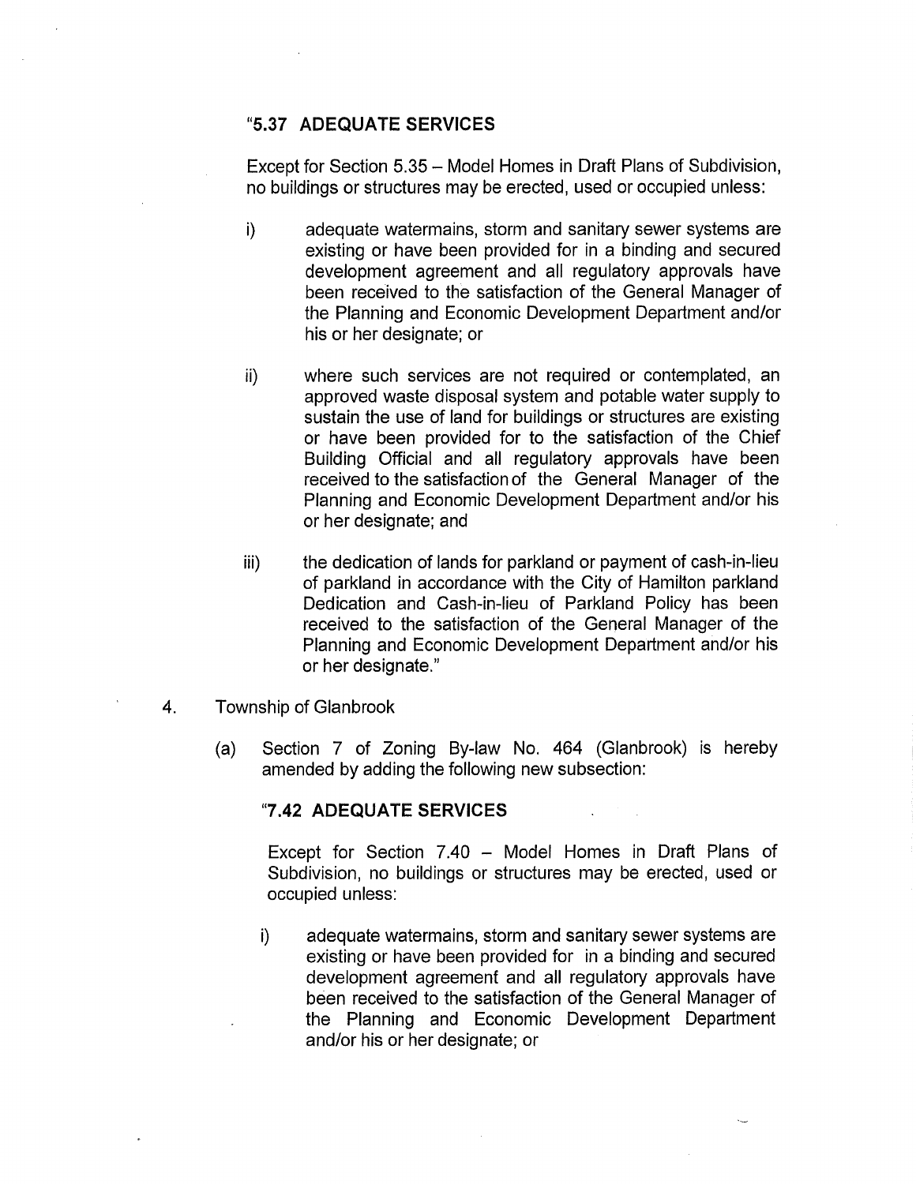**"5.37 ADEQUATE SERVICES**

Except for Section 5.35 – Model Homes in Draft Plans of Subdivision, no buildings or structures may be erected, used or occupied unless:

i) adequate watermains, storm and sanitary sewer systems are existing or have been provided for in a binding and secured development agreement and all regulatory approvals have been received to the satisfaction of the General Manager of the Planning and Economic Development Department and/or his or her designate; or

ii) where such services are not required or contemplated, an approved waste disposal system and potable water supply to sustain the use of land for buildings or structures are existing or have been provided for to the satisfaction of the Chief Building Official and all regulatory approvals have been received to the satisfaction of the General Manager of the Planning and Economic Development Department and/or his or her designate; and

iii) the dedication of lands for parkland or payment of cash-in-lieu of parkland in accordance with the City of Hamilton parkland Dedication and Cash-in-lieu of Parkland Policy has been received to the satisfaction of the General Manager of the Planning and Economic Development Department and/or his or her designate."

4. Township of Glanbrook

(a) Section 7 of Zoning By-law No. 464 (Glanbrook) is hereby amended by adding the following new subsection:

**"7.42 ADEQUATE SERVICES**

Except for Section 7.40 – Model Homes in Draft Plans of Subdivision, no buildings or structures may be erected, used or occupied unless:

i) adequate watermains, storm and sanitary sewer systems are existing or have been provided for in a binding and secured development agreement and all regulatory approvals have been received to the satisfaction of the General Manager of the Planning and Economic Development Department and/or his or her designate; or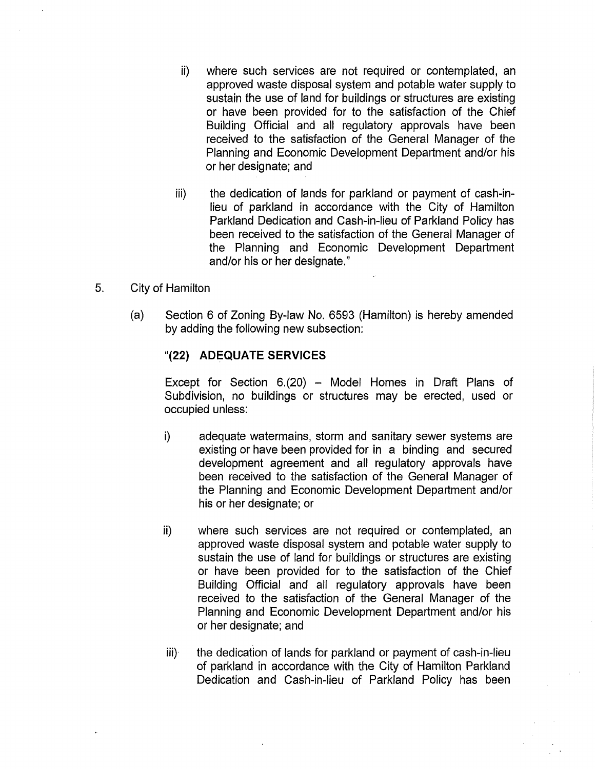ii) where such services are not required or contemplated, an approved waste disposal system and potable water supply to sustain the use of land for buildings or structures are existing or have been provided for to the satisfaction of the Chief Building Official and all regulatory approvals have been received to the satisfaction of the General Manager of the Planning and Economic Development Department and/or his or her designate; and

iii) the dedication of lands for parkland or payment of cash-in-lieu of parkland in accordance with the City of Hamilton Parkland Dedication and Cash-in-lieu of Parkland Policy has been received to the satisfaction of the General Manager of the Planning and Economic Development Department and/or his or her designate."

5. City of Hamilton

(a) Section 6 of Zoning By-law No. 6593 (Hamilton) is hereby amended by adding the following new subsection:

"**(22) ADEQUATE SERVICES**

Except for Section 6.(20) – Model Homes in Draft Plans of Subdivision, no buildings or structures may be erected, used or occupied unless:

i) adequate watermains, storm and sanitary sewer systems are existing or have been provided for in a binding and secured development agreement and all regulatory approvals have been received to the satisfaction of the General Manager of the Planning and Economic Development Department and/or his or her designate; or

ii) where such services are not required or contemplated, an approved waste disposal system and potable water supply to sustain the use of land for buildings or structures are existing or have been provided for to the satisfaction of the Chief Building Official and all regulatory approvals have been received to the satisfaction of the General Manager of the Planning and Economic Development Department and/or his or her designate; and

iii) the dedication of lands for parkland or payment of cash-in-lieu of parkland in accordance with the City of Hamilton Parkland Dedication and Cash-in-lieu of Parkland Policy has been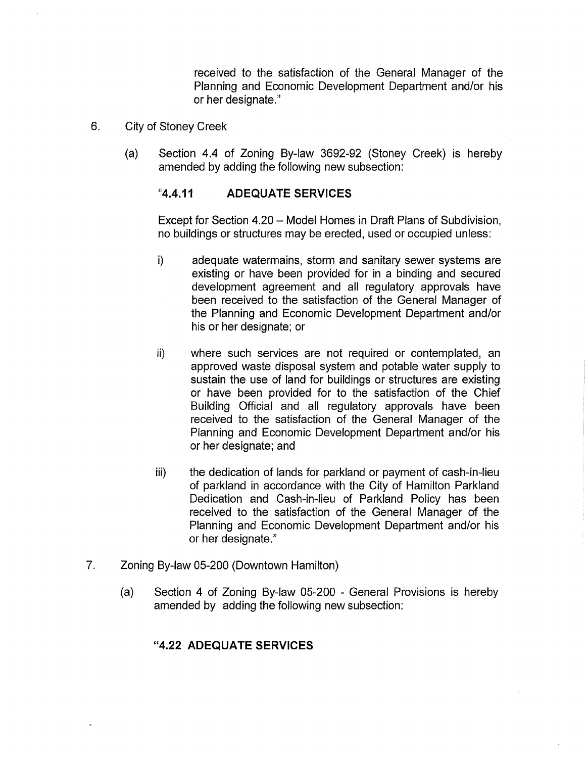received to the satisfaction of the General Manager of the Planning and Economic Development Department and/or his or her designate."

6. City of Stoney Creek

   (a) Section 4.4 of Zoning By-law 3692-92 (Stoney Creek) is hereby amended by adding the following new subsection:

   **"4.4.11 ADEQUATE SERVICES**

   Except for Section 4.20 – Model Homes in Draft Plans of Subdivision, no buildings or structures may be erected, used or occupied unless:

   i) adequate watermains, storm and sanitary sewer systems are existing or have been provided for in a binding and secured development agreement and all regulatory approvals have been received to the satisfaction of the General Manager of the Planning and Economic Development Department and/or his or her designate; or

   ii) where such services are not required or contemplated, an approved waste disposal system and potable water supply to sustain the use of land for buildings or structures are existing or have been provided for to the satisfaction of the Chief Building Official and all regulatory approvals have been received to the satisfaction of the General Manager of the Planning and Economic Development Department and/or his or her designate; and

   iii) the dedication of lands for parkland or payment of cash-in-lieu of parkland in accordance with the City of Hamilton Parkland Dedication and Cash-in-lieu of Parkland Policy has been received to the satisfaction of the General Manager of the Planning and Economic Development Department and/or his or her designate."

7. Zoning By-law 05-200 (Downtown Hamilton)

   (a) Section 4 of Zoning By-law 05-200 - General Provisions is hereby amended by adding the following new subsection:

   **"4.22 ADEQUATE SERVICES**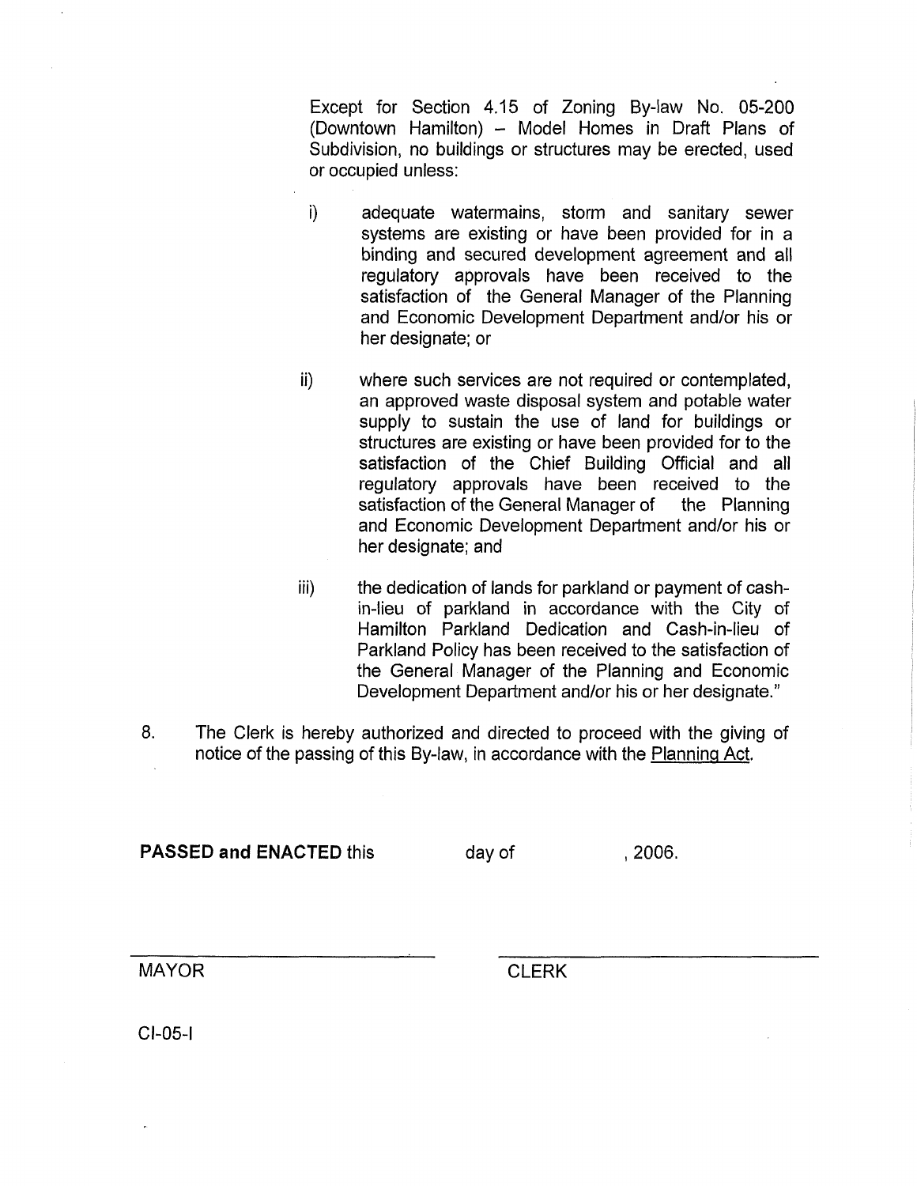Except for Section 4.15 of Zoning By-law No. 05-200 (Downtown Hamilton) – Model Homes in Draft Plans of Subdivision, no buildings or structures may be erected, used or occupied unless:

i) adequate watermains, storm and sanitary sewer systems are existing or have been provided for in a binding and secured development agreement and all regulatory approvals have been received to the satisfaction of the General Manager of the Planning and Economic Development Department and/or his or her designate; or

ii) where such services are not required or contemplated, an approved waste disposal system and potable water supply to sustain the use of land for buildings or structures are existing or have been provided for to the satisfaction of the Chief Building Official and all regulatory approvals have been received to the satisfaction of the General Manager of the Planning and Economic Development Department and/or his or her designate; and

iii) the dedication of lands for parkland or payment of cash-in-lieu of parkland in accordance with the City of Hamilton Parkland Dedication and Cash-in-lieu of Parkland Policy has been received to the satisfaction of the General Manager of the Planning and Economic Development Department and/or his or her designate."

8. The Clerk is hereby authorized and directed to proceed with the giving of notice of the passing of this By-law, in accordance with the Planning Act.

**PASSED and ENACTED** this day of , 2006.

MAYOR CLERK

CI-05-I